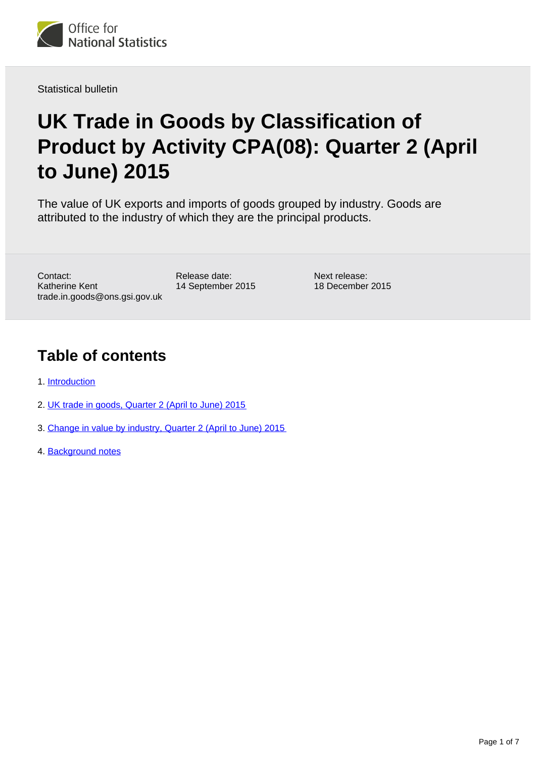Office for National Statistics

Statistical bulletin

# UK Trade in Goods by Classification of Product by Activity CPA(08): Quarter 2 (April to June) 2015

The value of UK exports and imports of goods grouped by industry. Goods are attributed to the industry of which they are the principal products.

Contact:
Katherine Kent
trade.in.goods@ons.gsi.gov.uk

Release date:
14 September 2015

Next release:
18 December 2015

## Table of contents

1. Introduction
2. UK trade in goods, Quarter 2 (April to June) 2015
3. Change in value by industry, Quarter 2 (April to June) 2015
4. Background notes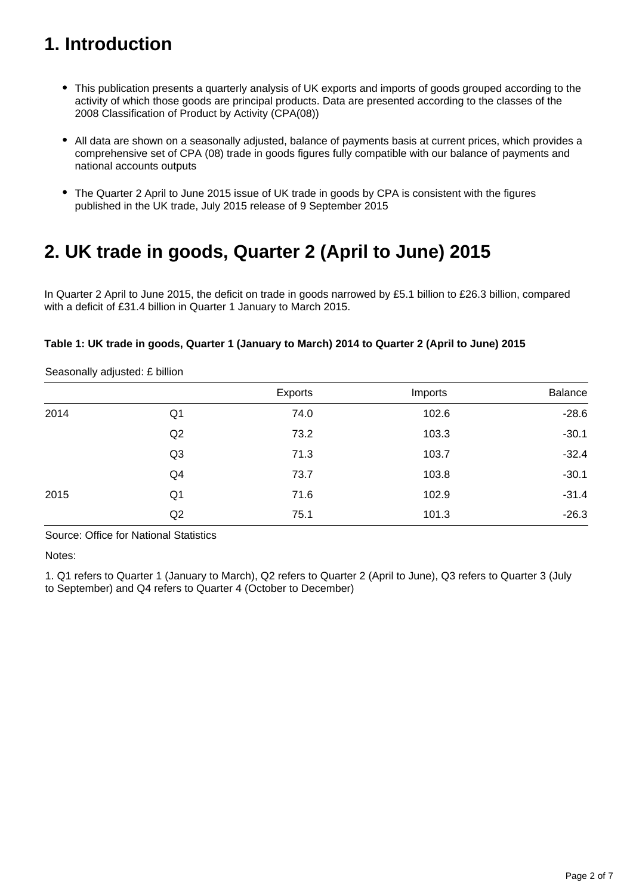## 1. Introduction

- This publication presents a quarterly analysis of UK exports and imports of goods grouped according to the activity of which those goods are principal products. Data are presented according to the classes of the 2008 Classification of Product by Activity (CPA(08))

- All data are shown on a seasonally adjusted, balance of payments basis at current prices, which provides a comprehensive set of CPA (08) trade in goods figures fully compatible with our balance of payments and national accounts outputs

- The Quarter 2 April to June 2015 issue of UK trade in goods by CPA is consistent with the figures published in the UK trade, July 2015 release of 9 September 2015

## 2. UK trade in goods, Quarter 2 (April to June) 2015

In Quarter 2 April to June 2015, the deficit on trade in goods narrowed by £5.1 billion to £26.3 billion, compared with a deficit of £31.4 billion in Quarter 1 January to March 2015.

**Table 1: UK trade in goods, Quarter 1 (January to March) 2014 to Quarter 2 (April to June) 2015**

Seasonally adjusted: £ billion

| | | Exports | Imports | Balance |
|---|---|---|---|---|
| 2014 | Q1 | 74.0 | 102.6 | -28.6 |
| | Q2 | 73.2 | 103.3 | -30.1 |
| | Q3 | 71.3 | 103.7 | -32.4 |
| | Q4 | 73.7 | 103.8 | -30.1 |
| 2015 | Q1 | 71.6 | 102.9 | -31.4 |
| | Q2 | 75.1 | 101.3 | -26.3 |

Source: Office for National Statistics

Notes:

1. Q1 refers to Quarter 1 (January to March), Q2 refers to Quarter 2 (April to June), Q3 refers to Quarter 3 (July to September) and Q4 refers to Quarter 4 (October to December)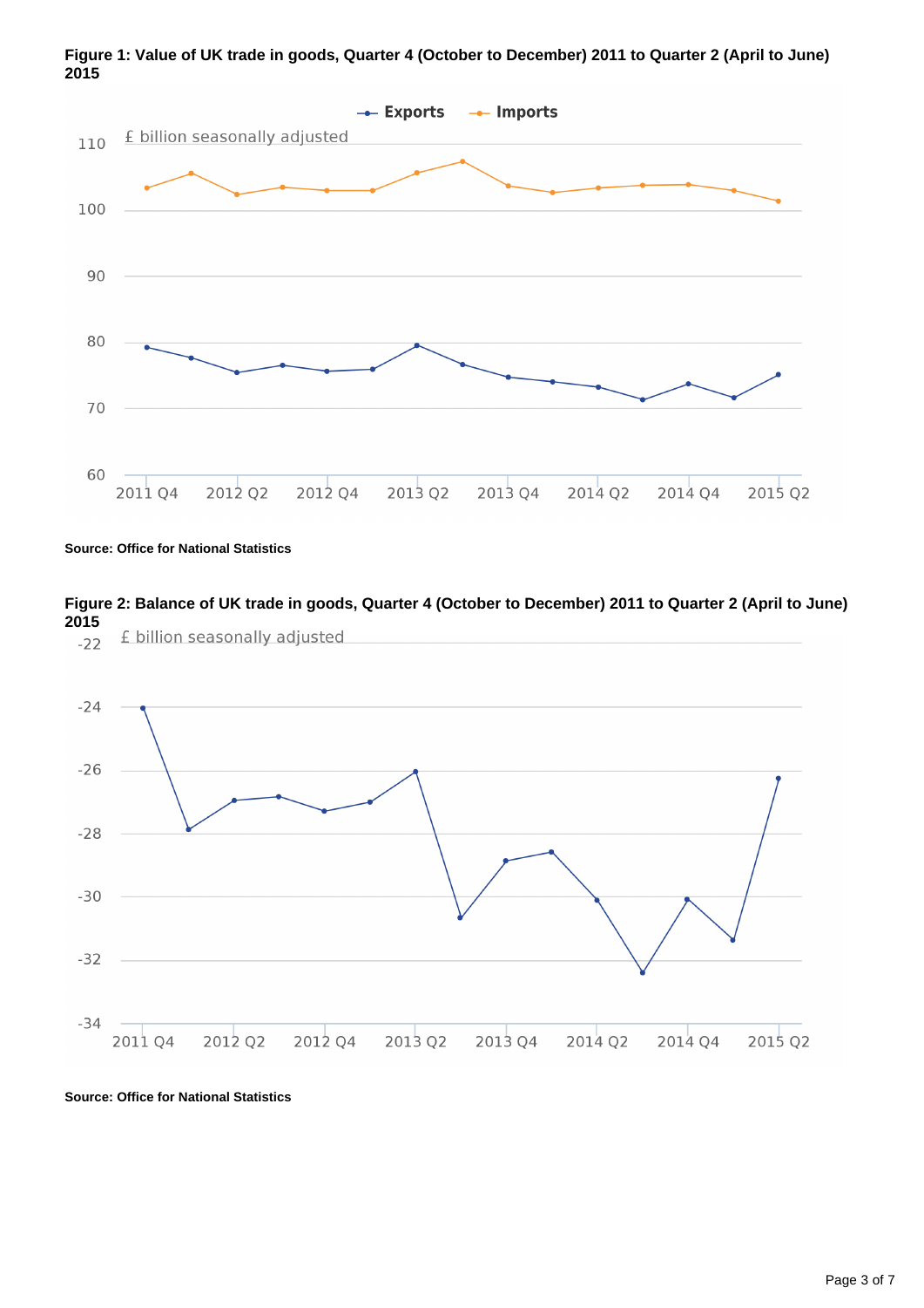**Figure 1: Value of UK trade in goods, Quarter 4 (October to December) 2011 to Quarter 2 (April to June) 2015**

**Source: Office for National Statistics**

**Figure 2: Balance of UK trade in goods, Quarter 4 (October to December) 2011 to Quarter 2 (April to June) 2015**

**Source: Office for National Statistics**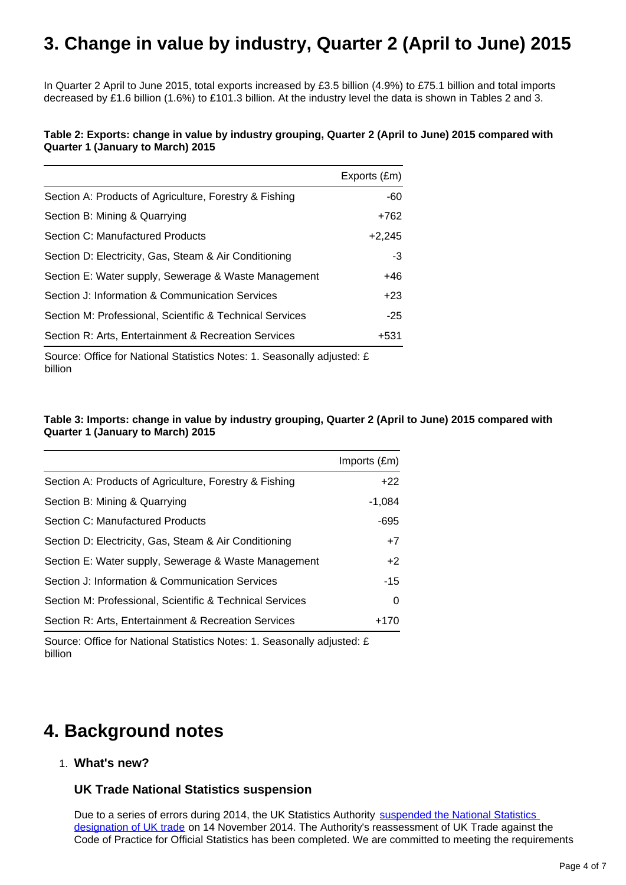# 3. Change in value by industry, Quarter 2 (April to June) 2015

In Quarter 2 April to June 2015, total exports increased by £3.5 billion (4.9%) to £75.1 billion and total imports decreased by £1.6 billion (1.6%) to £101.3 billion. At the industry level the data is shown in Tables 2 and 3.

**Table 2: Exports: change in value by industry grouping, Quarter 2 (April to June) 2015 compared with Quarter 1 (January to March) 2015**

| | Exports (£m) |
|---|---|
| Section A: Products of Agriculture, Forestry & Fishing | -60 |
| Section B: Mining & Quarrying | +762 |
| Section C: Manufactured Products | +2,245 |
| Section D: Electricity, Gas, Steam & Air Conditioning | -3 |
| Section E: Water supply, Sewerage & Waste Management | +46 |
| Section J: Information & Communication Services | +23 |
| Section M: Professional, Scientific & Technical Services | -25 |
| Section R: Arts, Entertainment & Recreation Services | +531 |

Source: Office for National Statistics Notes: 1. Seasonally adjusted: £ billion

**Table 3: Imports: change in value by industry grouping, Quarter 2 (April to June) 2015 compared with Quarter 1 (January to March) 2015**

| | Imports (£m) |
|---|---|
| Section A: Products of Agriculture, Forestry & Fishing | +22 |
| Section B: Mining & Quarrying | -1,084 |
| Section C: Manufactured Products | -695 |
| Section D: Electricity, Gas, Steam & Air Conditioning | +7 |
| Section E: Water supply, Sewerage & Waste Management | +2 |
| Section J: Information & Communication Services | -15 |
| Section M: Professional, Scientific & Technical Services | 0 |
| Section R: Arts, Entertainment & Recreation Services | +170 |

Source: Office for National Statistics Notes: 1. Seasonally adjusted: £ billion

# 4. Background notes

1. **What's new?**

### UK Trade National Statistics suspension

Due to a series of errors during 2014, the UK Statistics Authority [suspended the National Statistics designation of UK trade](#) on 14 November 2014. The Authority's reassessment of UK Trade against the Code of Practice for Official Statistics has been completed. We are committed to meeting the requirements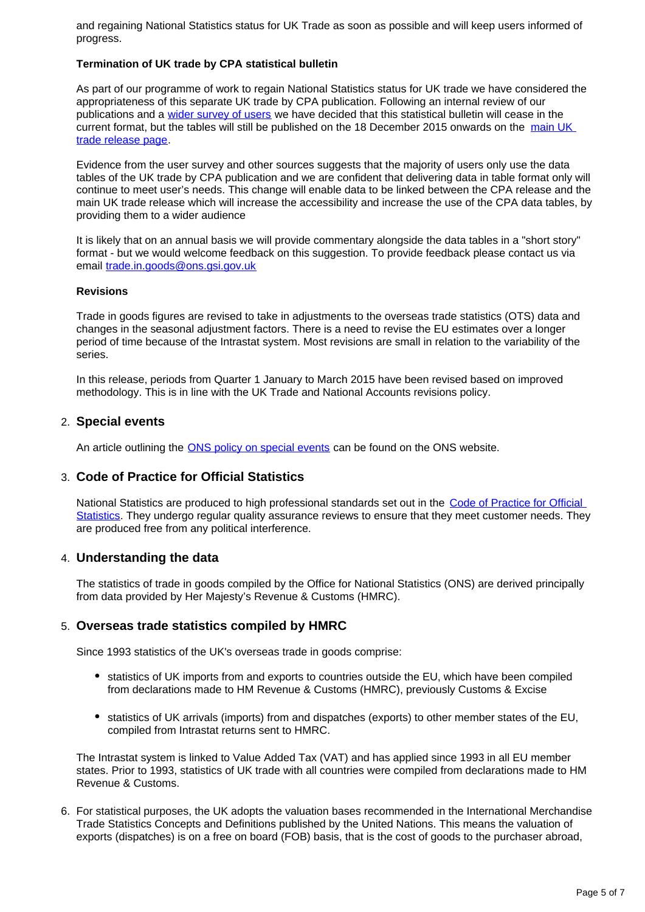and regaining National Statistics status for UK Trade as soon as possible and will keep users informed of progress.

**Termination of UK trade by CPA statistical bulletin**

As part of our programme of work to regain National Statistics status for UK trade we have considered the appropriateness of this separate UK trade by CPA publication. Following an internal review of our publications and a wider survey of users we have decided that this statistical bulletin will cease in the current format, but the tables will still be published on the 18 December 2015 onwards on the main UK trade release page.

Evidence from the user survey and other sources suggests that the majority of users only use the data tables of the UK trade by CPA publication and we are confident that delivering data in table format only will continue to meet user's needs. This change will enable data to be linked between the CPA release and the main UK trade release which will increase the accessibility and increase the use of the CPA data tables, by providing them to a wider audience

It is likely that on an annual basis we will provide commentary alongside the data tables in a "short story" format - but we would welcome feedback on this suggestion. To provide feedback please contact us via email trade.in.goods@ons.gsi.gov.uk

**Revisions**

Trade in goods figures are revised to take in adjustments to the overseas trade statistics (OTS) data and changes in the seasonal adjustment factors. There is a need to revise the EU estimates over a longer period of time because of the Intrastat system. Most revisions are small in relation to the variability of the series.

In this release, periods from Quarter 1 January to March 2015 have been revised based on improved methodology. This is in line with the UK Trade and National Accounts revisions policy.

2. **Special events**

   An article outlining the ONS policy on special events can be found on the ONS website.

3. **Code of Practice for Official Statistics**

   National Statistics are produced to high professional standards set out in the Code of Practice for Official Statistics. They undergo regular quality assurance reviews to ensure that they meet customer needs. They are produced free from any political interference.

4. **Understanding the data**

   The statistics of trade in goods compiled by the Office for National Statistics (ONS) are derived principally from data provided by Her Majesty's Revenue & Customs (HMRC).

5. **Overseas trade statistics compiled by HMRC**

   Since 1993 statistics of the UK's overseas trade in goods comprise:

   - statistics of UK imports from and exports to countries outside the EU, which have been compiled from declarations made to HM Revenue & Customs (HMRC), previously Customs & Excise

   - statistics of UK arrivals (imports) from and dispatches (exports) to other member states of the EU, compiled from Intrastat returns sent to HMRC.

   The Intrastat system is linked to Value Added Tax (VAT) and has applied since 1993 in all EU member states. Prior to 1993, statistics of UK trade with all countries were compiled from declarations made to HM Revenue & Customs.

6. For statistical purposes, the UK adopts the valuation bases recommended in the International Merchandise Trade Statistics Concepts and Definitions published by the United Nations. This means the valuation of exports (dispatches) is on a free on board (FOB) basis, that is the cost of goods to the purchaser abroad,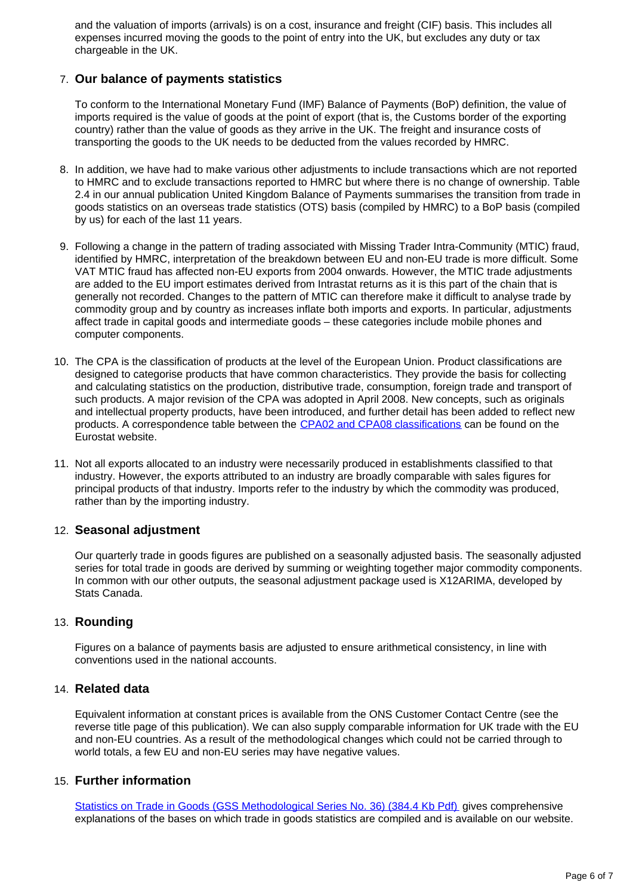and the valuation of imports (arrivals) is on a cost, insurance and freight (CIF) basis. This includes all expenses incurred moving the goods to the point of entry into the UK, but excludes any duty or tax chargeable in the UK.

7. **Our balance of payments statistics**

   To conform to the International Monetary Fund (IMF) Balance of Payments (BoP) definition, the value of imports required is the value of goods at the point of export (that is, the Customs border of the exporting country) rather than the value of goods as they arrive in the UK. The freight and insurance costs of transporting the goods to the UK needs to be deducted from the values recorded by HMRC.

8. In addition, we have had to make various other adjustments to include transactions which are not reported to HMRC and to exclude transactions reported to HMRC but where there is no change of ownership. Table 2.4 in our annual publication United Kingdom Balance of Payments summarises the transition from trade in goods statistics on an overseas trade statistics (OTS) basis (compiled by HMRC) to a BoP basis (compiled by us) for each of the last 11 years.

9. Following a change in the pattern of trading associated with Missing Trader Intra-Community (MTIC) fraud, identified by HMRC, interpretation of the breakdown between EU and non-EU trade is more difficult. Some VAT MTIC fraud has affected non-EU exports from 2004 onwards. However, the MTIC trade adjustments are added to the EU import estimates derived from Intrastat returns as it is this part of the chain that is generally not recorded. Changes to the pattern of MTIC can therefore make it difficult to analyse trade by commodity group and by country as increases inflate both imports and exports. In particular, adjustments affect trade in capital goods and intermediate goods – these categories include mobile phones and computer components.

10. The CPA is the classification of products at the level of the European Union. Product classifications are designed to categorise products that have common characteristics. They provide the basis for collecting and calculating statistics on the production, distributive trade, consumption, foreign trade and transport of such products. A major revision of the CPA was adopted in April 2008. New concepts, such as originals and intellectual property products, have been introduced, and further detail has been added to reflect new products. A correspondence table between the CPA02 and CPA08 classifications can be found on the Eurostat website.

11. Not all exports allocated to an industry were necessarily produced in establishments classified to that industry. However, the exports attributed to an industry are broadly comparable with sales figures for principal products of that industry. Imports refer to the industry by which the commodity was produced, rather than by the importing industry.

12. **Seasonal adjustment**

    Our quarterly trade in goods figures are published on a seasonally adjusted basis. The seasonally adjusted series for total trade in goods are derived by summing or weighting together major commodity components. In common with our other outputs, the seasonal adjustment package used is X12ARIMA, developed by Stats Canada.

13. **Rounding**

    Figures on a balance of payments basis are adjusted to ensure arithmetical consistency, in line with conventions used in the national accounts.

14. **Related data**

    Equivalent information at constant prices is available from the ONS Customer Contact Centre (see the reverse title page of this publication). We can also supply comparable information for UK trade with the EU and non-EU countries. As a result of the methodological changes which could not be carried through to world totals, a few EU and non-EU series may have negative values.

15. **Further information**

    Statistics on Trade in Goods (GSS Methodological Series No. 36) (384.4 Kb Pdf) gives comprehensive explanations of the bases on which trade in goods statistics are compiled and is available on our website.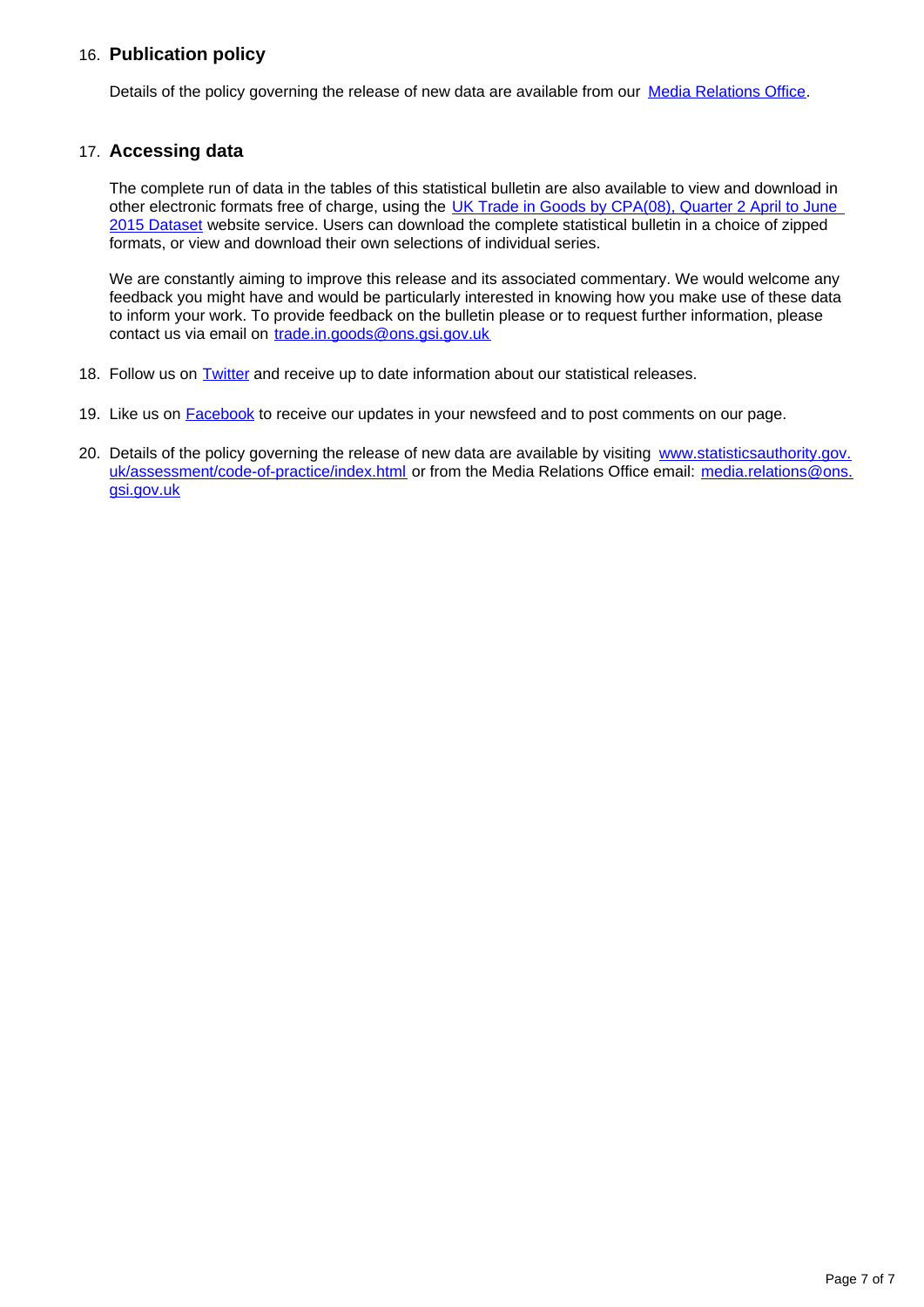16. **Publication policy**

    Details of the policy governing the release of new data are available from our [Media Relations Office](#).

17. **Accessing data**

    The complete run of data in the tables of this statistical bulletin are also available to view and download in other electronic formats free of charge, using the [UK Trade in Goods by CPA(08), Quarter 2 April to June 2015 Dataset](#) website service. Users can download the complete statistical bulletin in a choice of zipped formats, or view and download their own selections of individual series.

    We are constantly aiming to improve this release and its associated commentary. We would welcome any feedback you might have and would be particularly interested in knowing how you make use of these data to inform your work. To provide feedback on the bulletin please or to request further information, please contact us via email on trade.in.goods@ons.gsi.gov.uk

18. Follow us on [Twitter](#) and receive up to date information about our statistical releases.

19. Like us on [Facebook](#) to receive our updates in your newsfeed and to post comments on our page.

20. Details of the policy governing the release of new data are available by visiting www.statisticsauthority.gov.uk/assessment/code-of-practice/index.html or from the Media Relations Office email: media.relations@ons.gsi.gov.uk